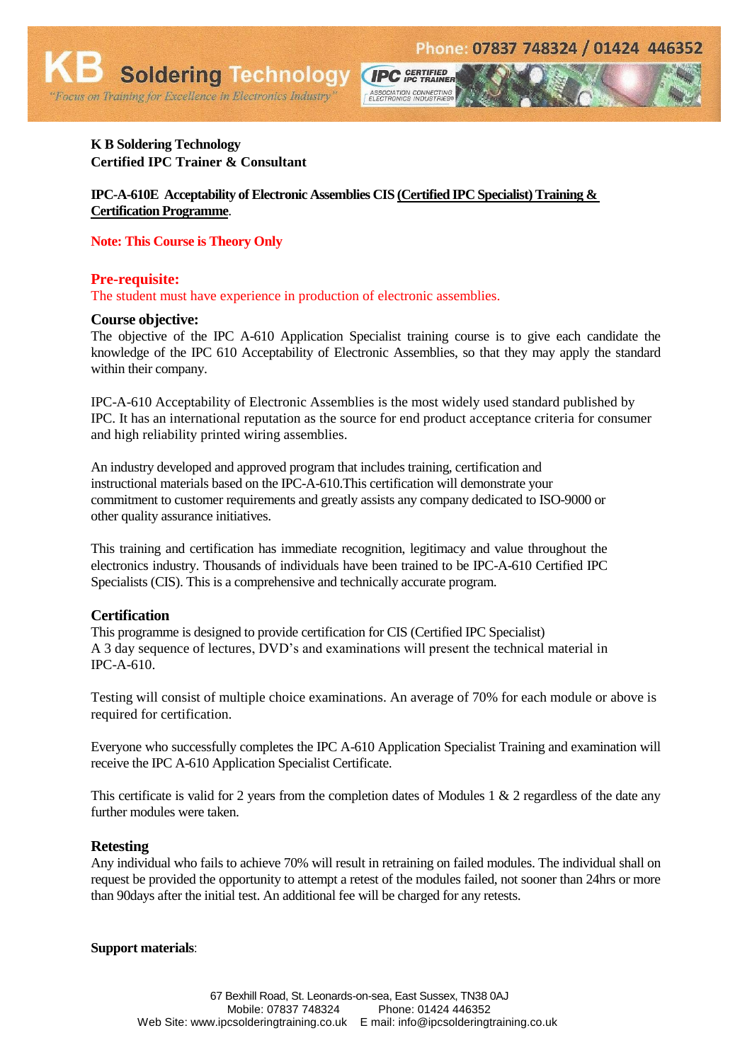**K B Soldering Technology**
**Certified IPC Trainer & Consultant**

**IPC-A-610E Acceptability of Electronic Assemblies CIS <u>(Certified IPC Specialist) Training & Certification Programme</u>**.

**Note: This Course is Theory Only**

## Pre-requisite:

The student must have experience in production of electronic assemblies.

## Course objective:

The objective of the IPC A-610 Application Specialist training course is to give each candidate the knowledge of the IPC 610 Acceptability of Electronic Assemblies, so that they may apply the standard within their company.

IPC-A-610 Acceptability of Electronic Assemblies is the most widely used standard published by IPC. It has an international reputation as the source for end product acceptance criteria for consumer and high reliability printed wiring assemblies.

An industry developed and approved program that includes training, certification and instructional materials based on the IPC-A-610.This certification will demonstrate your commitment to customer requirements and greatly assists any company dedicated to ISO-9000 or other quality assurance initiatives.

This training and certification has immediate recognition, legitimacy and value throughout the electronics industry. Thousands of individuals have been trained to be IPC-A-610 Certified IPC Specialists (CIS). This is a comprehensive and technically accurate program.

## Certification

This programme is designed to provide certification for CIS (Certified IPC Specialist)
A 3 day sequence of lectures, DVD's and examinations will present the technical material in IPC-A-610.

Testing will consist of multiple choice examinations. An average of 70% for each module or above is required for certification.

Everyone who successfully completes the IPC A-610 Application Specialist Training and examination will receive the IPC A-610 Application Specialist Certificate.

This certificate is valid for 2 years from the completion dates of Modules 1 & 2 regardless of the date any further modules were taken.

## Retesting

Any individual who fails to achieve 70% will result in retraining on failed modules. The individual shall on request be provided the opportunity to attempt a retest of the modules failed, not sooner than 24hrs or more than 90days after the initial test. An additional fee will be charged for any retests.

**Support materials**: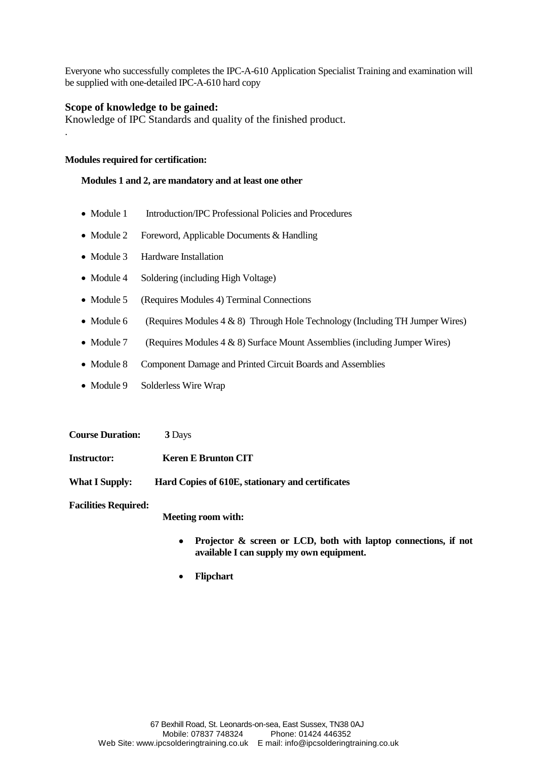Everyone who successfully completes the IPC-A-610 Application Specialist Training and examination will be supplied with one-detailed IPC-A-610 hard copy

**Scope of knowledge to be gained:**

Knowledge of IPC Standards and quality of the finished product.

.

**Modules required for certification:**

**Modules 1 and 2, are mandatory and at least one other**

- Module 1 Introduction/IPC Professional Policies and Procedures
- Module 2 Foreword, Applicable Documents & Handling
- Module 3 Hardware Installation
- Module 4 Soldering (including High Voltage)
- Module 5 (Requires Modules 4) Terminal Connections
- Module 6 (Requires Modules 4 & 8) Through Hole Technology (Including TH Jumper Wires)
- Module 7 (Requires Modules 4 & 8) Surface Mount Assemblies (including Jumper Wires)
- Module 8 Component Damage and Printed Circuit Boards and Assemblies
- Module 9 Solderless Wire Wrap

**Course Duration:** **3** Days

**Instructor:** **Keren E Brunton CIT**

**What I Supply:** **Hard Copies of 610E, stationary and certificates**

**Facilities Required:**

**Meeting room with:**

- **Projector & screen or LCD, both with laptop connections, if not available I can supply my own equipment.**
- **Flipchart**

67 Bexhill Road, St. Leonards-on-sea, East Sussex, TN38 0AJ
Mobile: 07837 748324 Phone: 01424 446352
Web Site: www.ipcsolderingtraining.co.uk E mail: info@ipcsolderingtraining.co.uk